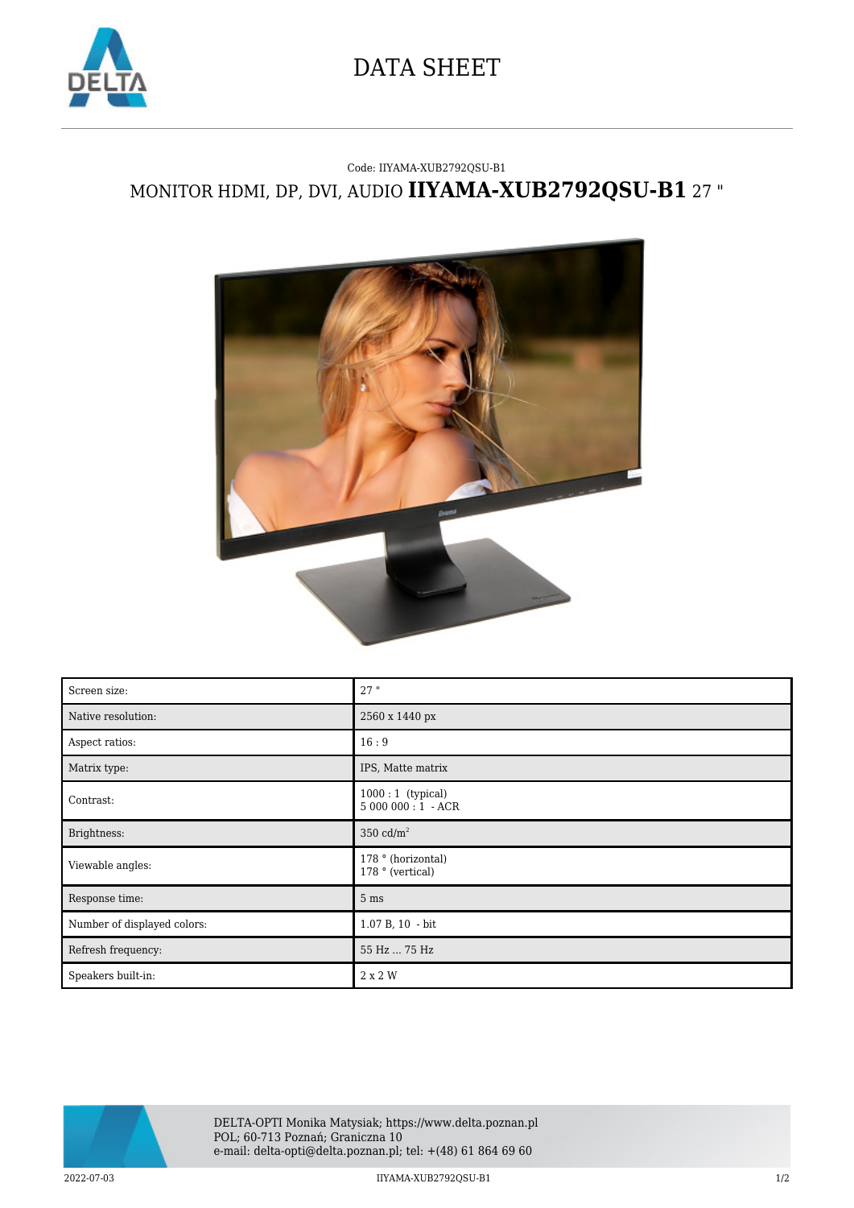# DATA SHEET

Code: IIYAMA-XUB2792QSU-B1

## MONITOR HDMI, DP, DVI, AUDIO **IIYAMA-XUB2792QSU-B1** 27 "

| | |
|---|---|
| Screen size: | 27 " |
| Native resolution: | 2560 x 1440 px |
| Aspect ratios: | 16 : 9 |
| Matrix type: | IPS, Matte matrix |
| Contrast: | 1000 : 1 (typical)<br>5 000 000 : 1 - ACR |
| Brightness: | 350 cd/m$^2$ |
| Viewable angles: | 178 ° (horizontal)<br>178 ° (vertical) |
| Response time: | 5 ms |
| Number of displayed colors: | 1.07 B, 10 - bit |
| Refresh frequency: | 55 Hz ... 75 Hz |
| Speakers built-in: | 2 x 2 W |

DELTA-OPTI Monika Matysiak; https://www.delta.poznan.pl
POL; 60-713 Poznań; Graniczna 10
e-mail: delta-opti@delta.poznan.pl; tel: +(48) 61 864 69 60

2022-07-03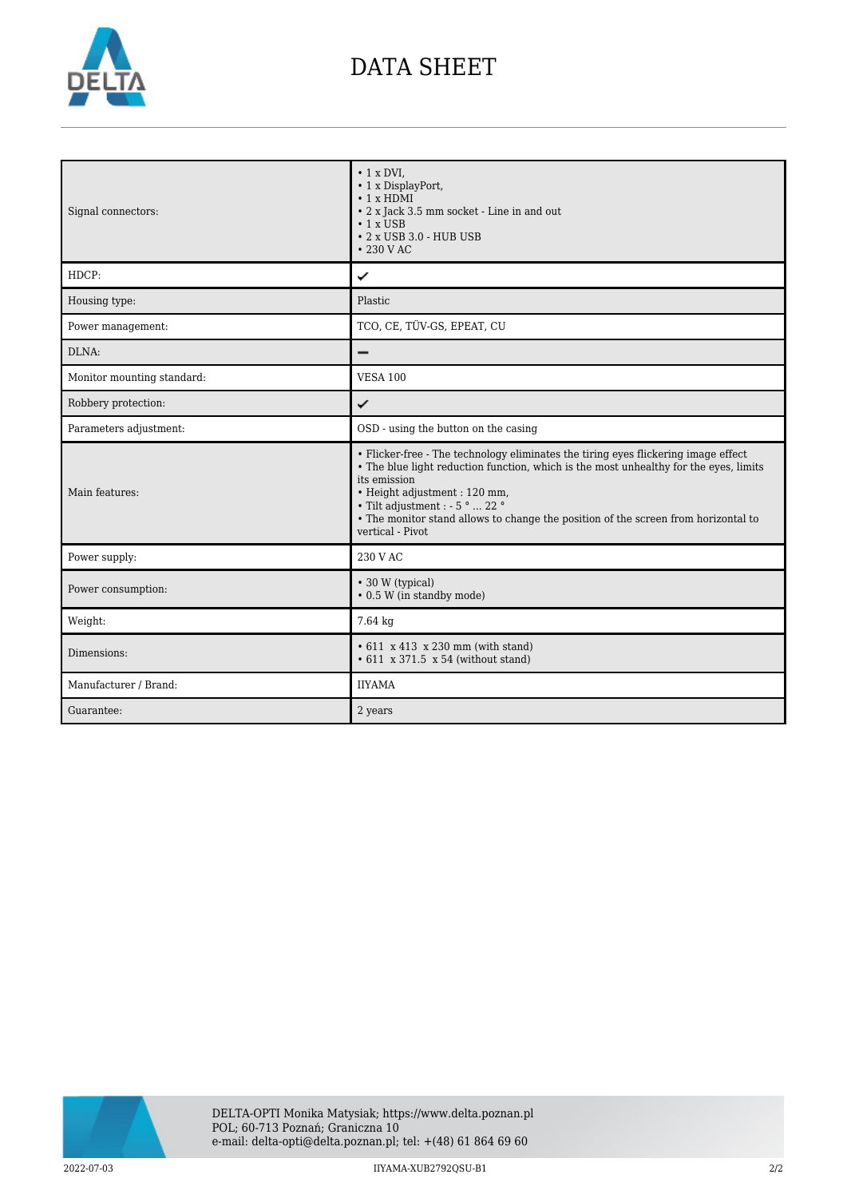# DATA SHEET

| | |
|---|---|
| Signal connectors: | • 1 x DVI,<br>• 1 x DisplayPort,<br>• 1 x HDMI<br>• 2 x Jack 3.5 mm socket - Line in and out<br>• 1 x USB<br>• 2 x USB 3.0 - HUB USB<br>• 230 V AC |
| HDCP: | ✓ |
| Housing type: | Plastic |
| Power management: | TCO, CE, TÜV-GS, EPEAT, CU |
| DLNA: | – |
| Monitor mounting standard: | VESA 100 |
| Robbery protection: | ✓ |
| Parameters adjustment: | OSD - using the button on the casing |
| Main features: | • Flicker-free - The technology eliminates the tiring eyes flickering image effect<br>• The blue light reduction function, which is the most unhealthy for the eyes, limits its emission<br>• Height adjustment : 120 mm,<br>• Tilt adjustment : - 5 ° ... 22 °<br>• The monitor stand allows to change the position of the screen from horizontal to vertical - Pivot |
| Power supply: | 230 V AC |
| Power consumption: | • 30 W (typical)<br>• 0.5 W (in standby mode) |
| Weight: | 7.64 kg |
| Dimensions: | • 611 x 413 x 230 mm (with stand)<br>• 611 x 371.5 x 54 (without stand) |
| Manufacturer / Brand: | IIYAMA |
| Guarantee: | 2 years |

DELTA-OPTI Monika Matysiak; https://www.delta.poznan.pl
POL; 60-713 Poznań; Graniczna 10
e-mail: delta-opti@delta.poznan.pl; tel: +(48) 61 864 69 60

2022-07-03 IIYAMA-XUB2792QSU-B1